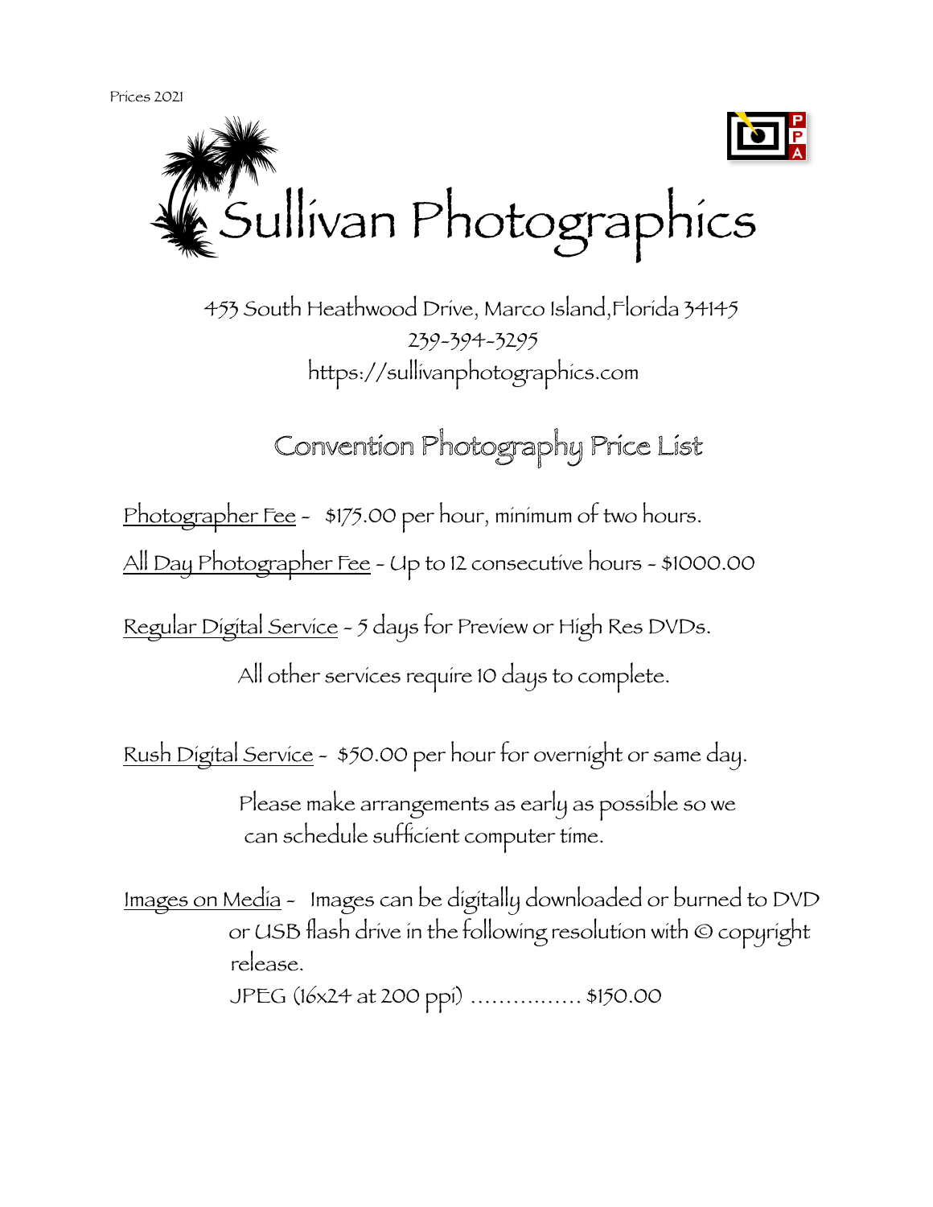Prices 2021

# Sullivan Photographics

453 South Heathwood Drive, Marco Island,Florida 34145
239-394-3295
https://sullivanphotographics.com

## Convention Photography Price List

Photographer Fee - $175.00 per hour, minimum of two hours.

All Day Photographer Fee - Up to 12 consecutive hours - $1000.00

Regular Digital Service - 5 days for Preview or High Res DVDs.

All other services require 10 days to complete.

Rush Digital Service - $50.00 per hour for overnight or same day.

Please make arrangements as early as possible so we can schedule sufficient computer time.

Images on Media - Images can be digitally downloaded or burned to DVD or USB flash drive in the following resolution with © copyright release.

JPEG (16x24 at 200 ppi) ................ $150.00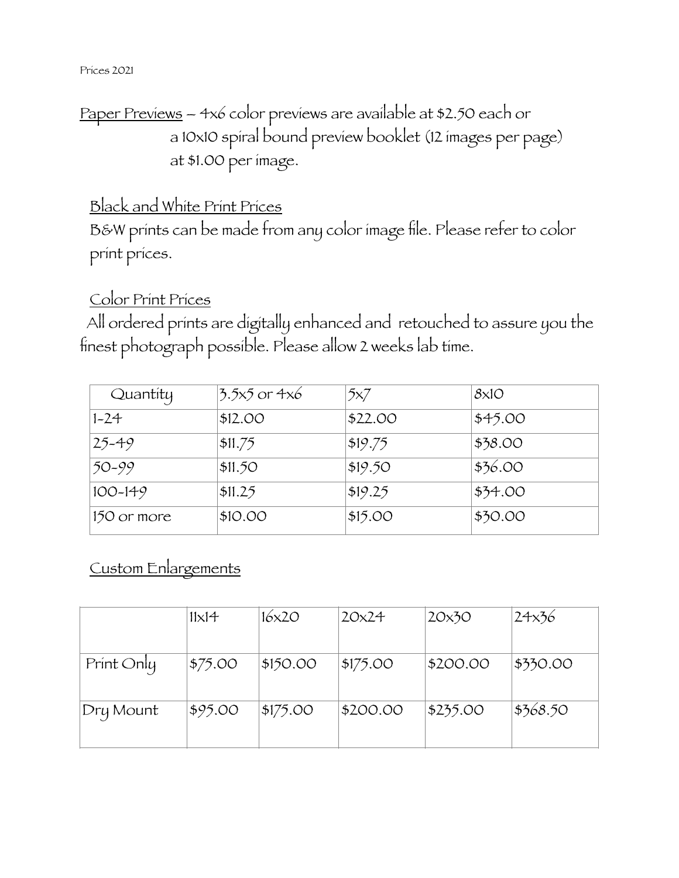Prices 2021

<u>Paper Previews</u> – 4x6 color previews are available at $2.50 each or a 10x10 spiral bound preview booklet (12 images per page) at $1.00 per image.

## Black and White Print Prices

B&W prints can be made from any color image file. Please refer to color print prices.

## Color Print Prices

All ordered prints are digitally enhanced and retouched to assure you the finest photograph possible. Please allow 2 weeks lab time.

| Quantity | 3.5x5 or 4x6 | 5x7 | 8x10 |
|---|---|---|---|
| 1-24 | $12.00 | $22.00 | $45.00 |
| 25-49 | $11.75 | $19.75 | $38.00 |
| 50-99 | $11.50 | $19.50 | $36.00 |
| 100-149 | $11.25 | $19.25 | $34.00 |
| 150 or more | $10.00 | $15.00 | $30.00 |

## Custom Enlargements

| | 11x14 | 16x20 | 20x24 | 20x30 | 24x36 |
|---|---|---|---|---|---|
| Print Only | $75.00 | $150.00 | $175.00 | $200.00 | $330.00 |
| Dry Mount | $95.00 | $175.00 | $200.00 | $235.00 | $368.50 |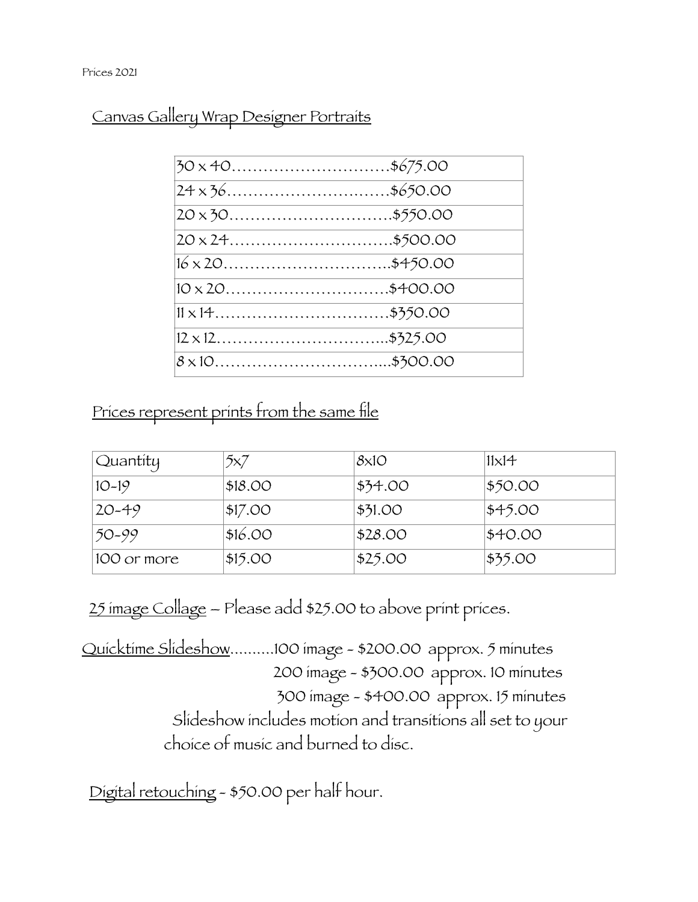Prices 2021

## Canvas Gallery Wrap Designer Portraits

| | |
|---|---|
| 30 x 40…………………………$675.00 | |
| 24 x 36…………………………$650.00 | |
| 20 x 30…………………………$550.00 | |
| 20 x 24…………………………$500.00 | |
| 16 x 20…………………………$450.00 | |
| 10 x 20…………………………$400.00 | |
| 11 x 14…………………………$350.00 | |
| 12 x 12…………………………$325.00 | |
| 8 x 10…………………………$300.00 | |

## Prices represent prints from the same file

| Quantity | 5x7 | 8x10 | 11x14 |
|---|---|---|---|
| 10-19 | $18.00 | $34.00 | $50.00 |
| 20-49 | $17.00 | $31.00 | $45.00 |
| 50-99 | $16.00 | $28.00 | $40.00 |
| 100 or more | $15.00 | $25.00 | $35.00 |

25 image Collage – Please add $25.00 to above print prices.

Quicktime Slideshow..........100 image - $200.00 approx. 5 minutes
200 image - $300.00 approx. 10 minutes
300 image - $400.00 approx. 15 minutes
Slideshow includes motion and transitions all set to your choice of music and burned to disc.

Digital retouching - $50.00 per half hour.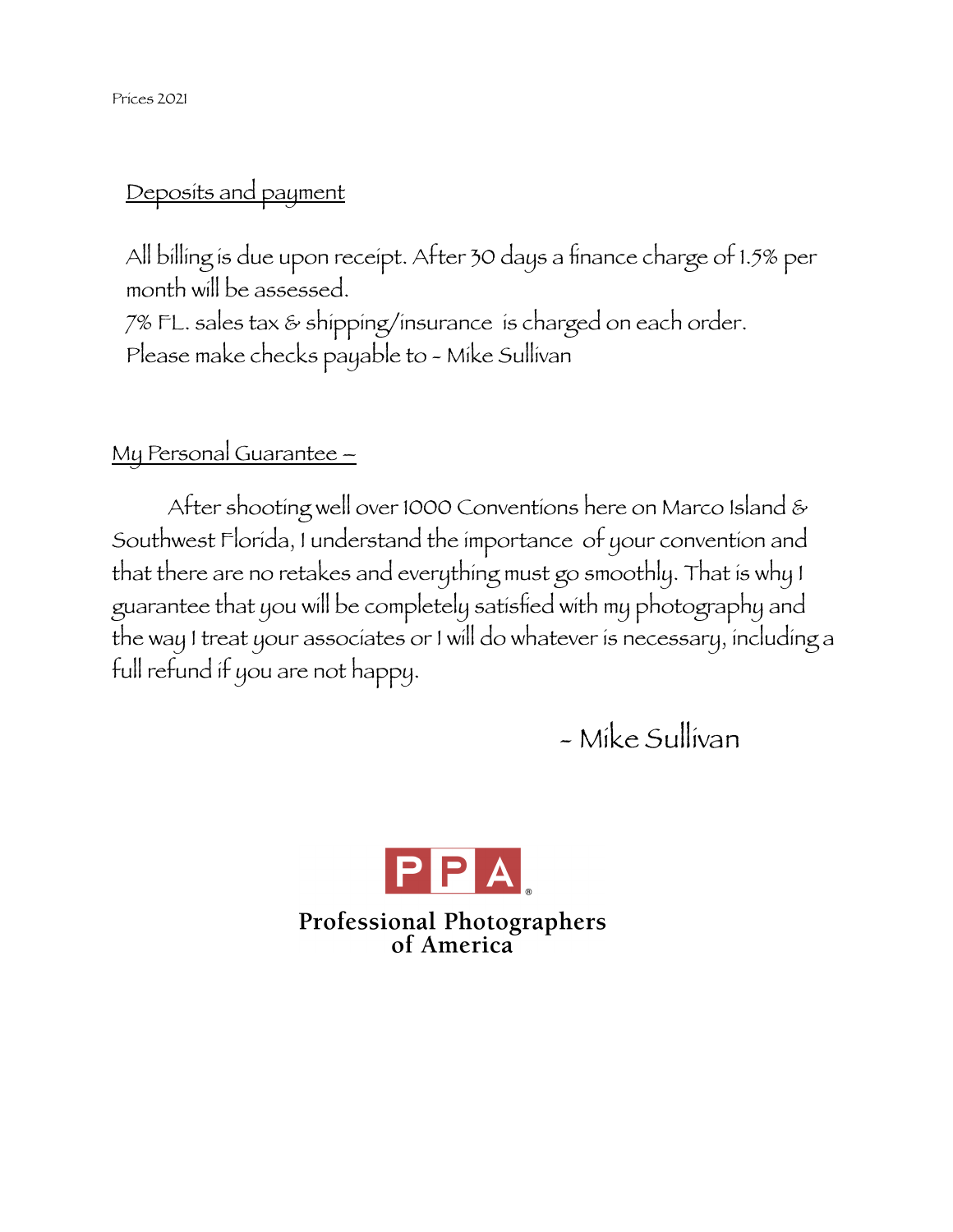Prices 2021

## Deposits and payment

All billing is due upon receipt. After 30 days a finance charge of 1.5% per month will be assessed.
7% FL. sales tax & shipping/insurance is charged on each order.
Please make checks payable to - Mike Sullivan

## My Personal Guarantee –

After shooting well over 1000 Conventions here on Marco Island & Southwest Florida, I understand the importance of your convention and that there are no retakes and everything must go smoothly. That is why I guarantee that you will be completely satisfied with my photography and the way I treat your associates or I will do whatever is necessary, including a full refund if you are not happy.

\- Mike Sullivan

PPA®

Professional Photographers of America